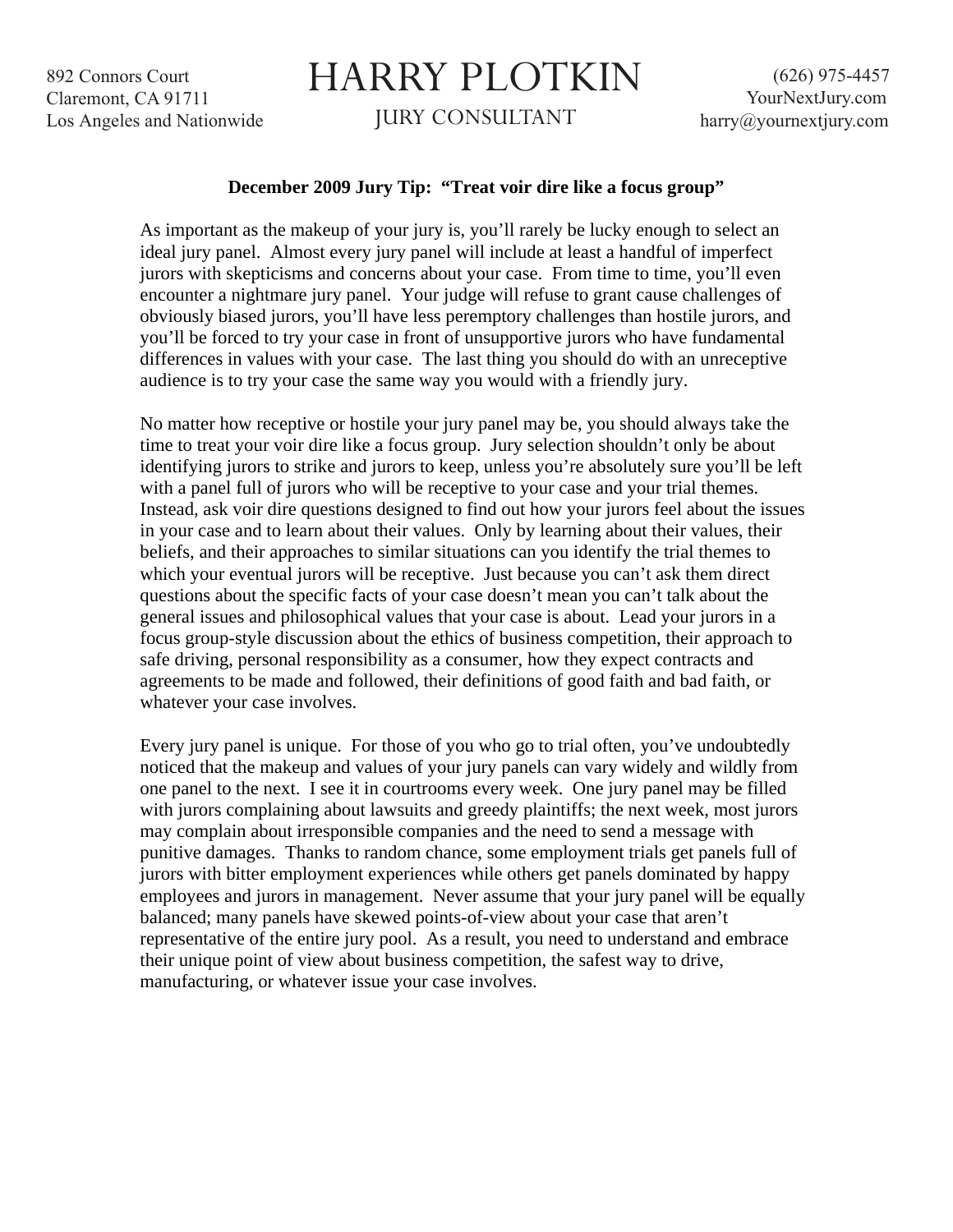892 Connors Court
Claremont, CA 91711
Los Angeles and Nationwide

# HARRY PLOTKIN

JURY CONSULTANT

(626) 975-4457
YourNextJury.com
harry@yournextjury.com

**December 2009 Jury Tip: "Treat voir dire like a focus group"**

As important as the makeup of your jury is, you'll rarely be lucky enough to select an ideal jury panel. Almost every jury panel will include at least a handful of imperfect jurors with skepticisms and concerns about your case. From time to time, you'll even encounter a nightmare jury panel. Your judge will refuse to grant cause challenges of obviously biased jurors, you'll have less peremptory challenges than hostile jurors, and you'll be forced to try your case in front of unsupportive jurors who have fundamental differences in values with your case. The last thing you should do with an unreceptive audience is to try your case the same way you would with a friendly jury.

No matter how receptive or hostile your jury panel may be, you should always take the time to treat your voir dire like a focus group. Jury selection shouldn't only be about identifying jurors to strike and jurors to keep, unless you're absolutely sure you'll be left with a panel full of jurors who will be receptive to your case and your trial themes. Instead, ask voir dire questions designed to find out how your jurors feel about the issues in your case and to learn about their values. Only by learning about their values, their beliefs, and their approaches to similar situations can you identify the trial themes to which your eventual jurors will be receptive. Just because you can't ask them direct questions about the specific facts of your case doesn't mean you can't talk about the general issues and philosophical values that your case is about. Lead your jurors in a focus group-style discussion about the ethics of business competition, their approach to safe driving, personal responsibility as a consumer, how they expect contracts and agreements to be made and followed, their definitions of good faith and bad faith, or whatever your case involves.

Every jury panel is unique. For those of you who go to trial often, you've undoubtedly noticed that the makeup and values of your jury panels can vary widely and wildly from one panel to the next. I see it in courtrooms every week. One jury panel may be filled with jurors complaining about lawsuits and greedy plaintiffs; the next week, most jurors may complain about irresponsible companies and the need to send a message with punitive damages. Thanks to random chance, some employment trials get panels full of jurors with bitter employment experiences while others get panels dominated by happy employees and jurors in management. Never assume that your jury panel will be equally balanced; many panels have skewed points-of-view about your case that aren't representative of the entire jury pool. As a result, you need to understand and embrace their unique point of view about business competition, the safest way to drive, manufacturing, or whatever issue your case involves.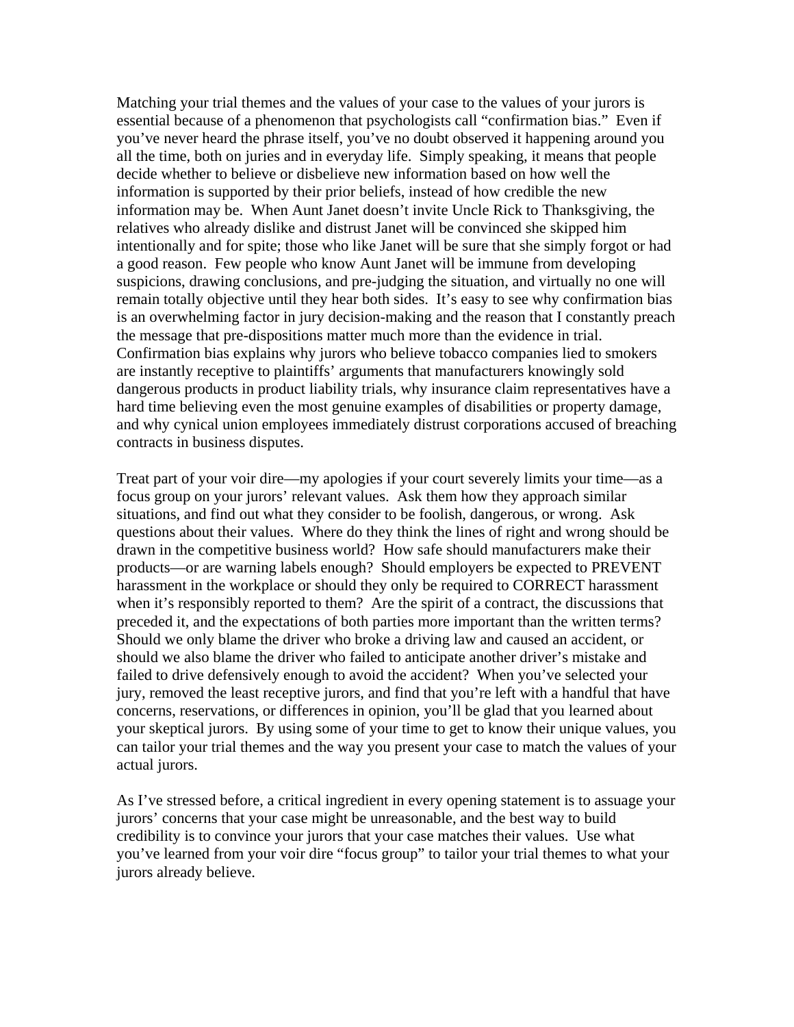Matching your trial themes and the values of your case to the values of your jurors is essential because of a phenomenon that psychologists call "confirmation bias." Even if you've never heard the phrase itself, you've no doubt observed it happening around you all the time, both on juries and in everyday life. Simply speaking, it means that people decide whether to believe or disbelieve new information based on how well the information is supported by their prior beliefs, instead of how credible the new information may be. When Aunt Janet doesn't invite Uncle Rick to Thanksgiving, the relatives who already dislike and distrust Janet will be convinced she skipped him intentionally and for spite; those who like Janet will be sure that she simply forgot or had a good reason. Few people who know Aunt Janet will be immune from developing suspicions, drawing conclusions, and pre-judging the situation, and virtually no one will remain totally objective until they hear both sides. It's easy to see why confirmation bias is an overwhelming factor in jury decision-making and the reason that I constantly preach the message that pre-dispositions matter much more than the evidence in trial. Confirmation bias explains why jurors who believe tobacco companies lied to smokers are instantly receptive to plaintiffs' arguments that manufacturers knowingly sold dangerous products in product liability trials, why insurance claim representatives have a hard time believing even the most genuine examples of disabilities or property damage, and why cynical union employees immediately distrust corporations accused of breaching contracts in business disputes.

Treat part of your voir dire—my apologies if your court severely limits your time—as a focus group on your jurors' relevant values. Ask them how they approach similar situations, and find out what they consider to be foolish, dangerous, or wrong. Ask questions about their values. Where do they think the lines of right and wrong should be drawn in the competitive business world? How safe should manufacturers make their products—or are warning labels enough? Should employers be expected to PREVENT harassment in the workplace or should they only be required to CORRECT harassment when it's responsibly reported to them? Are the spirit of a contract, the discussions that preceded it, and the expectations of both parties more important than the written terms? Should we only blame the driver who broke a driving law and caused an accident, or should we also blame the driver who failed to anticipate another driver's mistake and failed to drive defensively enough to avoid the accident? When you've selected your jury, removed the least receptive jurors, and find that you're left with a handful that have concerns, reservations, or differences in opinion, you'll be glad that you learned about your skeptical jurors. By using some of your time to get to know their unique values, you can tailor your trial themes and the way you present your case to match the values of your actual jurors.

As I've stressed before, a critical ingredient in every opening statement is to assuage your jurors' concerns that your case might be unreasonable, and the best way to build credibility is to convince your jurors that your case matches their values. Use what you've learned from your voir dire "focus group" to tailor your trial themes to what your jurors already believe.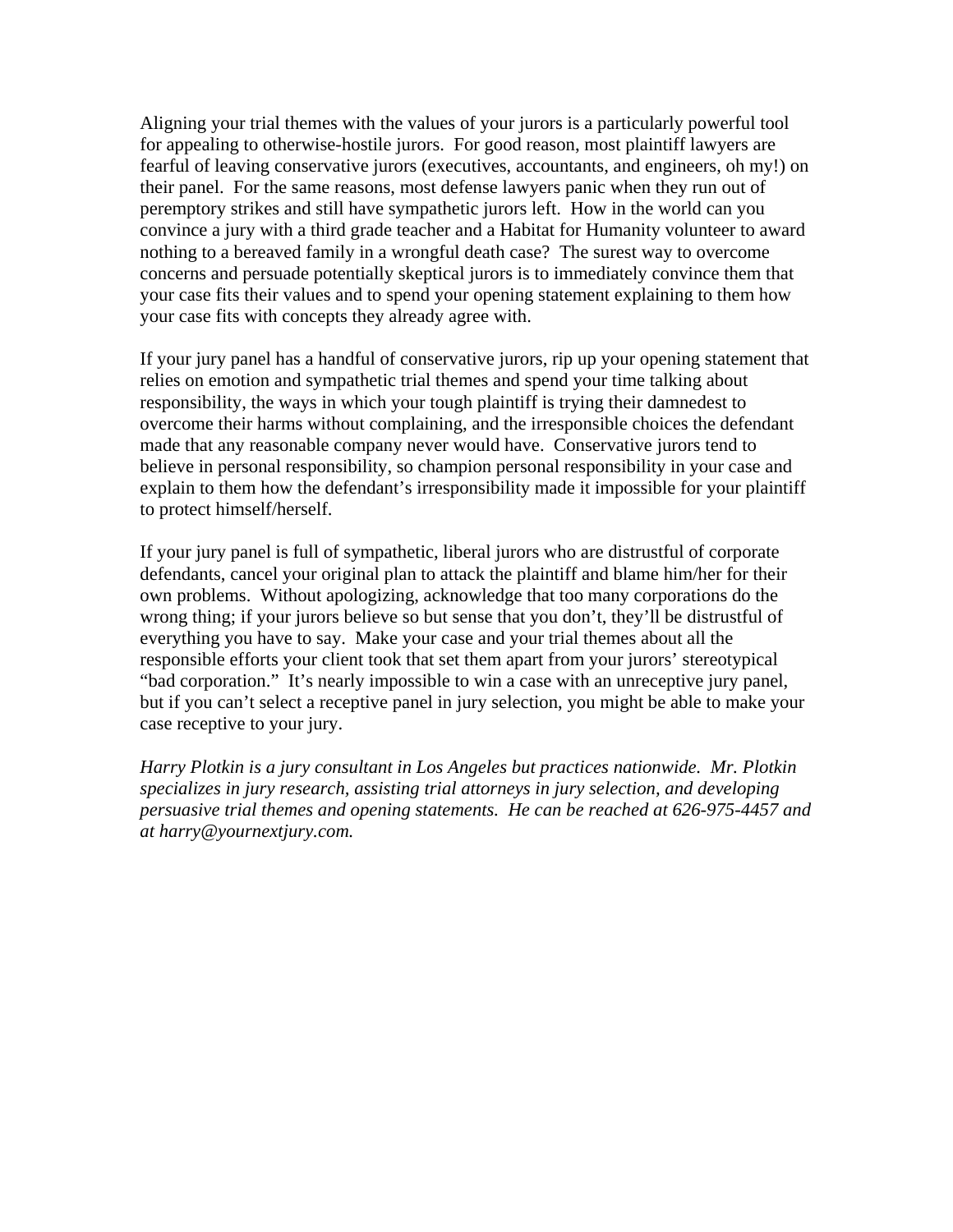Aligning your trial themes with the values of your jurors is a particularly powerful tool for appealing to otherwise-hostile jurors. For good reason, most plaintiff lawyers are fearful of leaving conservative jurors (executives, accountants, and engineers, oh my!) on their panel. For the same reasons, most defense lawyers panic when they run out of peremptory strikes and still have sympathetic jurors left. How in the world can you convince a jury with a third grade teacher and a Habitat for Humanity volunteer to award nothing to a bereaved family in a wrongful death case? The surest way to overcome concerns and persuade potentially skeptical jurors is to immediately convince them that your case fits their values and to spend your opening statement explaining to them how your case fits with concepts they already agree with.

If your jury panel has a handful of conservative jurors, rip up your opening statement that relies on emotion and sympathetic trial themes and spend your time talking about responsibility, the ways in which your tough plaintiff is trying their damnedest to overcome their harms without complaining, and the irresponsible choices the defendant made that any reasonable company never would have. Conservative jurors tend to believe in personal responsibility, so champion personal responsibility in your case and explain to them how the defendant's irresponsibility made it impossible for your plaintiff to protect himself/herself.

If your jury panel is full of sympathetic, liberal jurors who are distrustful of corporate defendants, cancel your original plan to attack the plaintiff and blame him/her for their own problems. Without apologizing, acknowledge that too many corporations do the wrong thing; if your jurors believe so but sense that you don't, they'll be distrustful of everything you have to say. Make your case and your trial themes about all the responsible efforts your client took that set them apart from your jurors' stereotypical "bad corporation." It's nearly impossible to win a case with an unreceptive jury panel, but if you can't select a receptive panel in jury selection, you might be able to make your case receptive to your jury.

*Harry Plotkin is a jury consultant in Los Angeles but practices nationwide. Mr. Plotkin specializes in jury research, assisting trial attorneys in jury selection, and developing persuasive trial themes and opening statements. He can be reached at 626-975-4457 and at harry@yournextjury.com.*